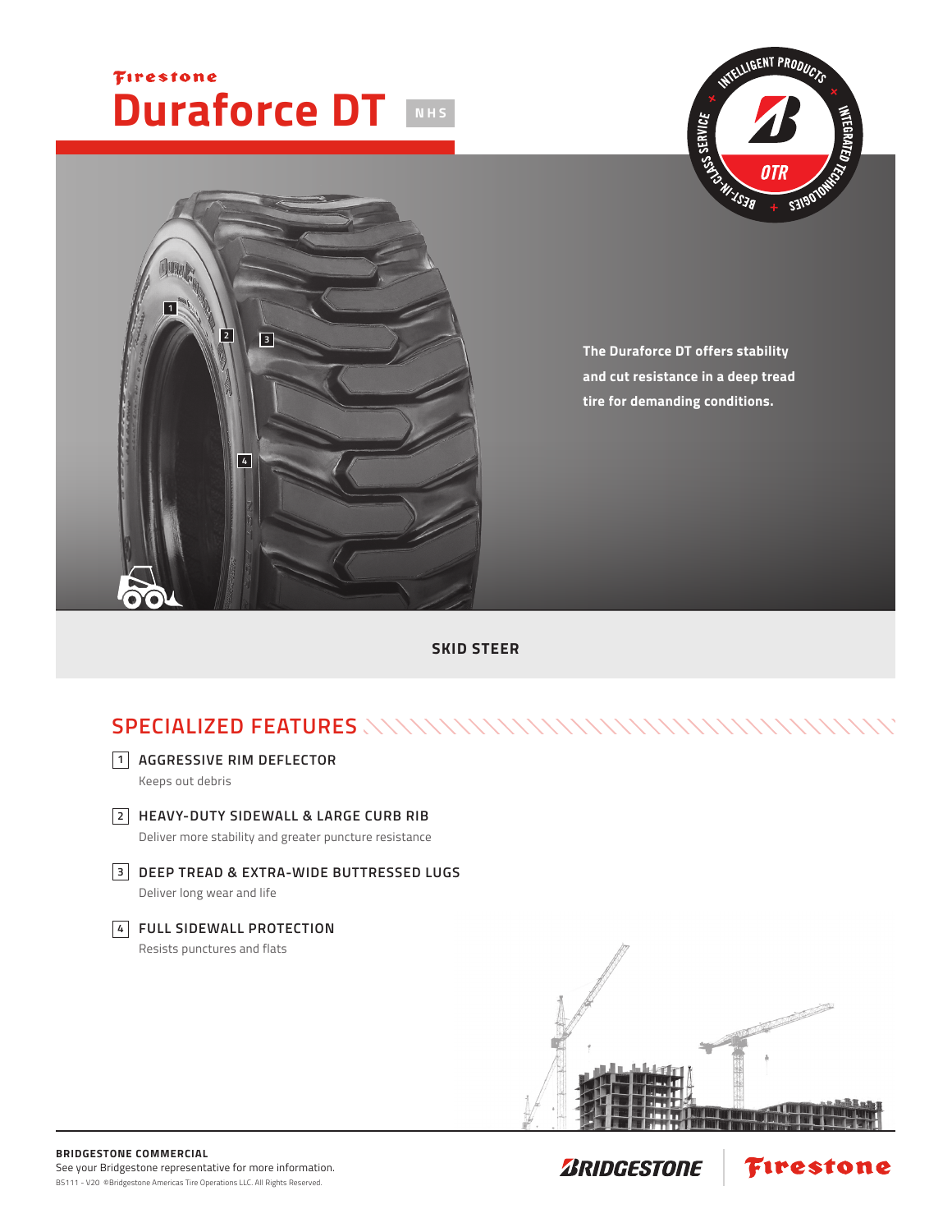Firestone

# Duraforce DT

NHS

The Duraforce DT offers stability and cut resistance in a deep tread tire for demanding conditions.

**SKID STEER**

## SPECIALIZED FEATURES

1. **AGGRESSIVE RIM DEFLECTOR**
   Keeps out debris

2. **HEAVY-DUTY SIDEWALL & LARGE CURB RIB**
   Deliver more stability and greater puncture resistance

3. **DEEP TREAD & EXTRA-WIDE BUTTRESSED LUGS**
   Deliver long wear and life

4. **FULL SIDEWALL PROTECTION**
   Resists punctures and flats

**BRIDGESTONE COMMERCIAL**
See your Bridgestone representative for more information.
BS111 - V20 ©Bridgestone Americas Tire Operations LLC. All Rights Reserved.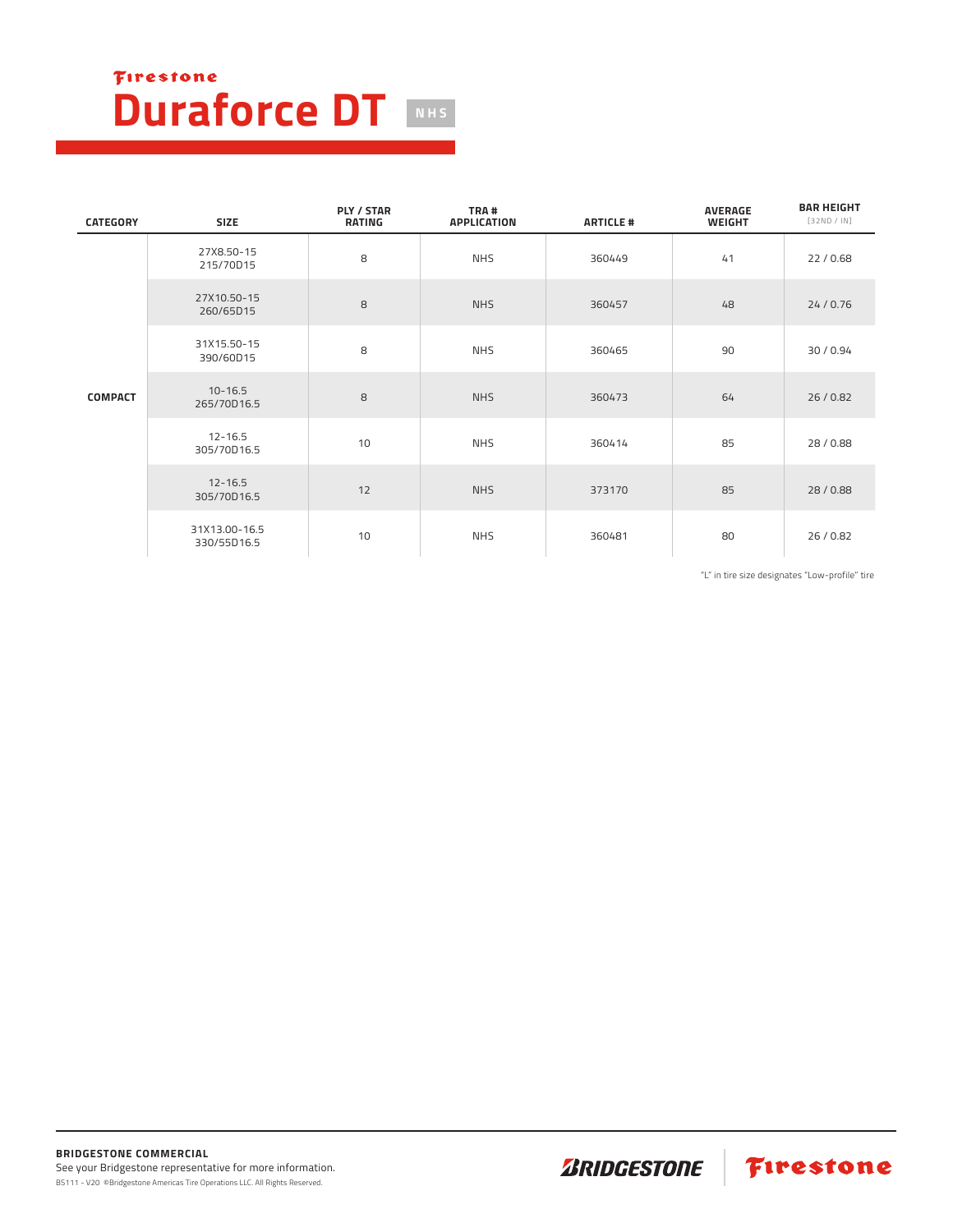Firestone

# Duraforce DT NHS

| CATEGORY | SIZE | PLY / STAR RATING | TRA # APPLICATION | ARTICLE # | AVERAGE WEIGHT | BAR HEIGHT [32ND / IN] |
|---|---|---|---|---|---|---|
| COMPACT | 27X8.50-15 215/70D15 | 8 | NHS | 360449 | 41 | 22 / 0.68 |
| | 27X10.50-15 260/65D15 | 8 | NHS | 360457 | 48 | 24 / 0.76 |
| | 31X15.50-15 390/60D15 | 8 | NHS | 360465 | 90 | 30 / 0.94 |
| | 10-16.5 265/70D16.5 | 8 | NHS | 360473 | 64 | 26 / 0.82 |
| | 12-16.5 305/70D16.5 | 10 | NHS | 360414 | 85 | 28 / 0.88 |
| | 12-16.5 305/70D16.5 | 12 | NHS | 373170 | 85 | 28 / 0.88 |
| | 31X13.00-16.5 330/55D16.5 | 10 | NHS | 360481 | 80 | 26 / 0.82 |

"L" in tire size designates "Low-profile" tire

**BRIDGESTONE COMMERCIAL**
See your Bridgestone representative for more information.
BS111 - V20 ©Bridgestone Americas Tire Operations LLC. All Rights Reserved.

BRIDGESTONE Firestone